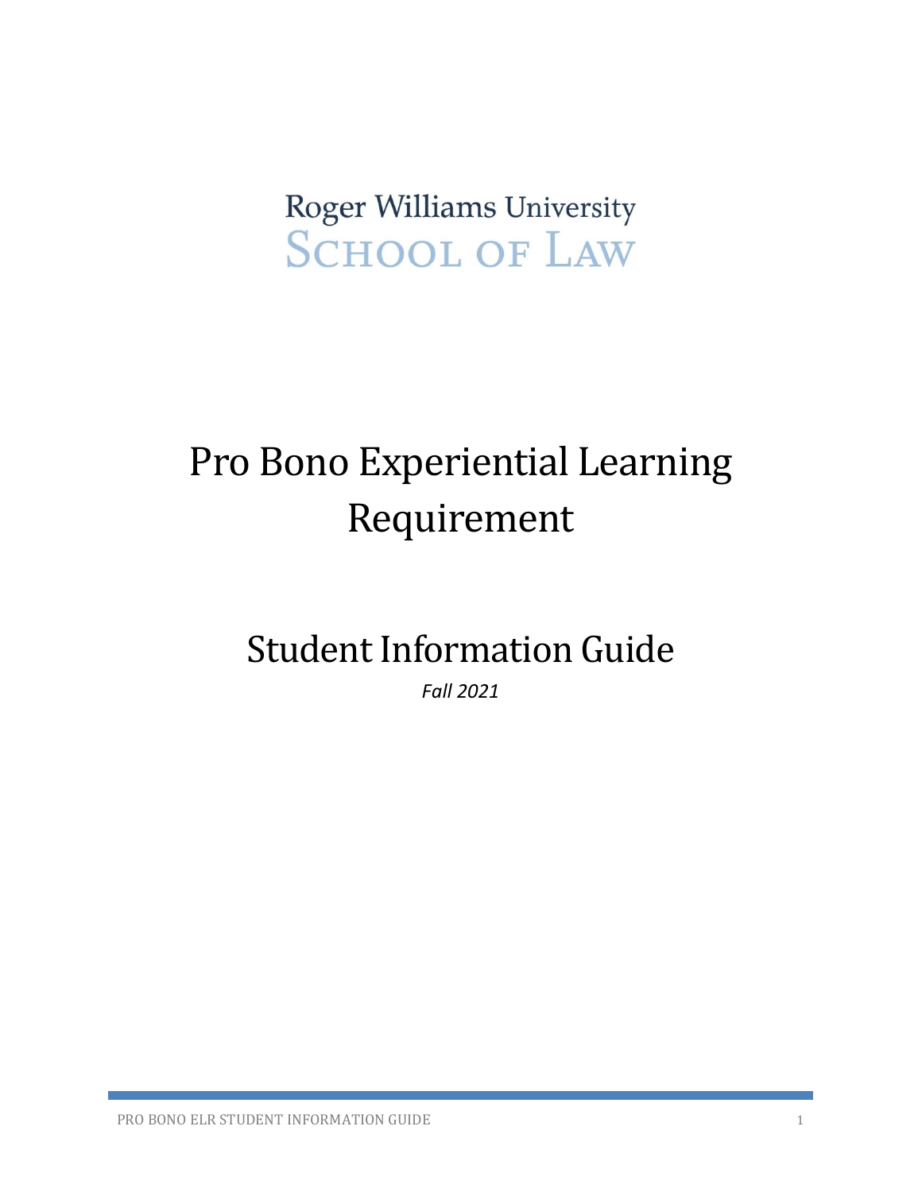Roger Williams University
SCHOOL OF LAW

# Pro Bono Experiential Learning Requirement

## Student Information Guide

*Fall 2021*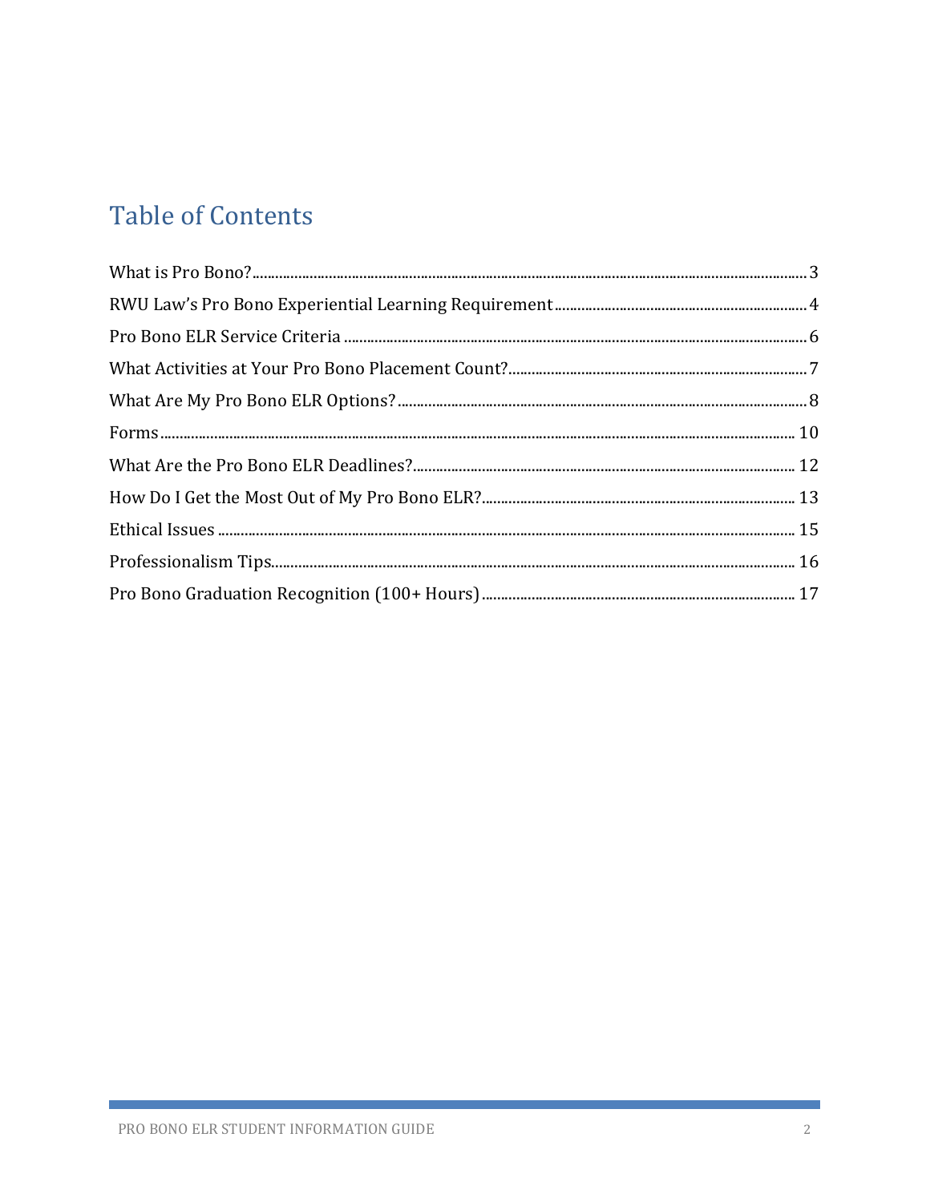# Table of Contents

What is Pro Bono? ..... 3
RWU Law's Pro Bono Experiential Learning Requirement ..... 4
Pro Bono ELR Service Criteria ..... 6
What Activities at Your Pro Bono Placement Count? ..... 7
What Are My Pro Bono ELR Options? ..... 8
Forms ..... 10
What Are the Pro Bono ELR Deadlines? ..... 12
How Do I Get the Most Out of My Pro Bono ELR? ..... 13
Ethical Issues ..... 15
Professionalism Tips ..... 16
Pro Bono Graduation Recognition (100+ Hours) ..... 17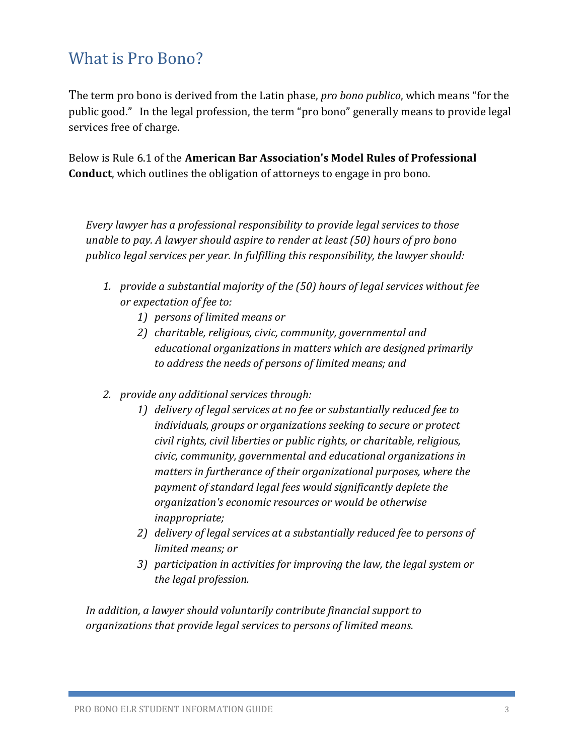## What is Pro Bono?

The term pro bono is derived from the Latin phase, *pro bono publico*, which means "for the public good." In the legal profession, the term "pro bono" generally means to provide legal services free of charge.

Below is Rule 6.1 of the **American Bar Association's Model Rules of Professional Conduct**, which outlines the obligation of attorneys to engage in pro bono.

> *Every lawyer has a professional responsibility to provide legal services to those unable to pay. A lawyer should aspire to render at least (50) hours of pro bono publico legal services per year. In fulfilling this responsibility, the lawyer should:*
>
> 1. *provide a substantial majority of the (50) hours of legal services without fee or expectation of fee to:*
>     1) *persons of limited means or*
>     2) *charitable, religious, civic, community, governmental and educational organizations in matters which are designed primarily to address the needs of persons of limited means; and*
> 2. *provide any additional services through:*
>     1) *delivery of legal services at no fee or substantially reduced fee to individuals, groups or organizations seeking to secure or protect civil rights, civil liberties or public rights, or charitable, religious, civic, community, governmental and educational organizations in matters in furtherance of their organizational purposes, where the payment of standard legal fees would significantly deplete the organization's economic resources or would be otherwise inappropriate;*
>     2) *delivery of legal services at a substantially reduced fee to persons of limited means; or*
>     3) *participation in activities for improving the law, the legal system or the legal profession.*
>
> *In addition, a lawyer should voluntarily contribute financial support to organizations that provide legal services to persons of limited means.*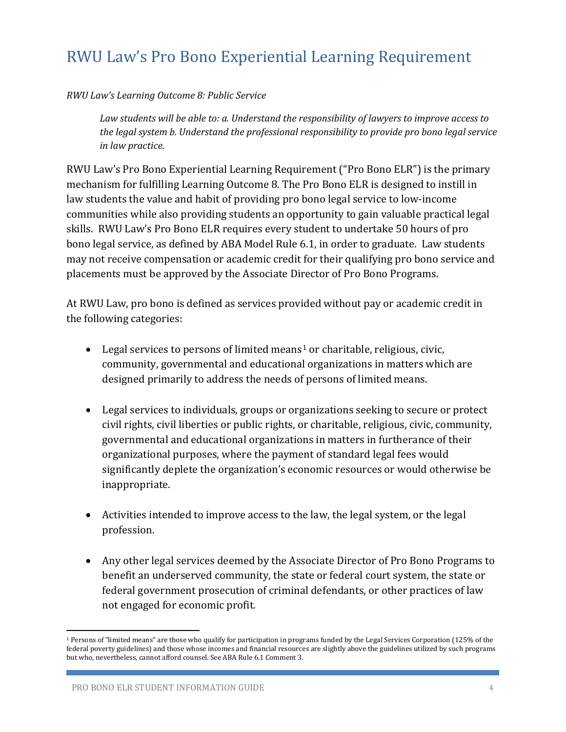# RWU Law's Pro Bono Experiential Learning Requirement

*RWU Law's Learning Outcome 8: Public Service*

> *Law students will be able to: a. Understand the responsibility of lawyers to improve access to the legal system b. Understand the professional responsibility to provide pro bono legal service in law practice.*

RWU Law's Pro Bono Experiential Learning Requirement ("Pro Bono ELR") is the primary mechanism for fulfilling Learning Outcome 8. The Pro Bono ELR is designed to instill in law students the value and habit of providing pro bono legal service to low-income communities while also providing students an opportunity to gain valuable practical legal skills. RWU Law's Pro Bono ELR requires every student to undertake 50 hours of pro bono legal service, as defined by ABA Model Rule 6.1, in order to graduate. Law students may not receive compensation or academic credit for their qualifying pro bono service and placements must be approved by the Associate Director of Pro Bono Programs.

At RWU Law, pro bono is defined as services provided without pay or academic credit in the following categories:

- Legal services to persons of limited means[1] or charitable, religious, civic, community, governmental and educational organizations in matters which are designed primarily to address the needs of persons of limited means.

- Legal services to individuals, groups or organizations seeking to secure or protect civil rights, civil liberties or public rights, or charitable, religious, civic, community, governmental and educational organizations in matters in furtherance of their organizational purposes, where the payment of standard legal fees would significantly deplete the organization's economic resources or would otherwise be inappropriate.

- Activities intended to improve access to the law, the legal system, or the legal profession.

- Any other legal services deemed by the Associate Director of Pro Bono Programs to benefit an underserved community, the state or federal court system, the state or federal government prosecution of criminal defendants, or other practices of law not engaged for economic profit.

---

[1] Persons of "limited means" are those who qualify for participation in programs funded by the Legal Services Corporation (125% of the federal poverty guidelines) and those whose incomes and financial resources are slightly above the guidelines utilized by such programs but who, nevertheless, cannot afford counsel. See ABA Rule 6.1 Comment 3.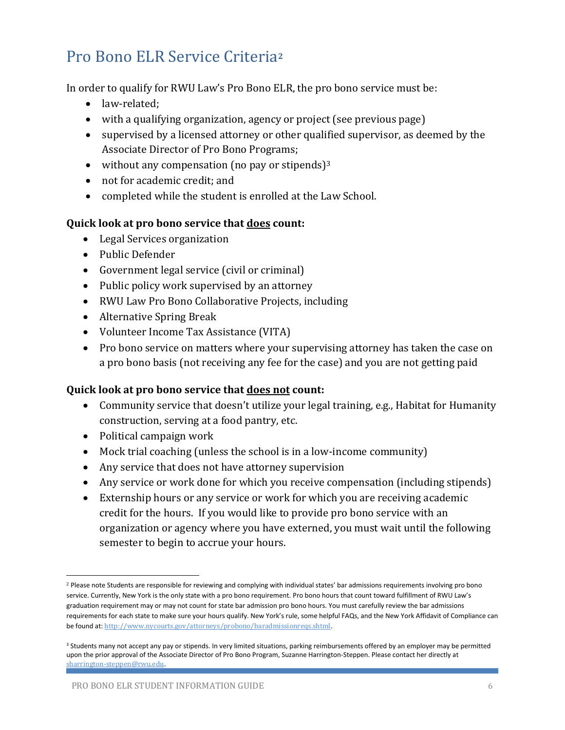## Pro Bono ELR Service Criteria[2]

In order to qualify for RWU Law's Pro Bono ELR, the pro bono service must be:

- law-related;
- with a qualifying organization, agency or project (see previous page)
- supervised by a licensed attorney or other qualified supervisor, as deemed by the Associate Director of Pro Bono Programs;
- without any compensation (no pay or stipends)[3]
- not for academic credit; and
- completed while the student is enrolled at the Law School.

**Quick look at pro bono service that <u>does</u> count:**

- Legal Services organization
- Public Defender
- Government legal service (civil or criminal)
- Public policy work supervised by an attorney
- RWU Law Pro Bono Collaborative Projects, including
- Alternative Spring Break
- Volunteer Income Tax Assistance (VITA)
- Pro bono service on matters where your supervising attorney has taken the case on a pro bono basis (not receiving any fee for the case) and you are not getting paid

**Quick look at pro bono service that <u>does not</u> count:**

- Community service that doesn't utilize your legal training, e.g., Habitat for Humanity construction, serving at a food pantry, etc.
- Political campaign work
- Mock trial coaching (unless the school is in a low-income community)
- Any service that does not have attorney supervision
- Any service or work done for which you receive compensation (including stipends)
- Externship hours or any service or work for which you are receiving academic credit for the hours. If you would like to provide pro bono service with an organization or agency where you have externed, you must wait until the following semester to begin to accrue your hours.

---

[2] Please note Students are responsible for reviewing and complying with individual states' bar admissions requirements involving pro bono service. Currently, New York is the only state with a pro bono requirement. Pro bono hours that count toward fulfillment of RWU Law's graduation requirement may or may not count for state bar admission pro bono hours. You must carefully review the bar admissions requirements for each state to make sure your hours qualify. New York's rule, some helpful FAQs, and the New York Affidavit of Compliance can be found at: http://www.nycourts.gov/attorneys/probono/baradmissionreqs.shtml.

[3] Students many not accept any pay or stipends. In very limited situations, parking reimbursements offered by an employer may be permitted upon the prior approval of the Associate Director of Pro Bono Program, Suzanne Harrington-Steppen. Please contact her directly at sharrington-steppen@rwu.edu.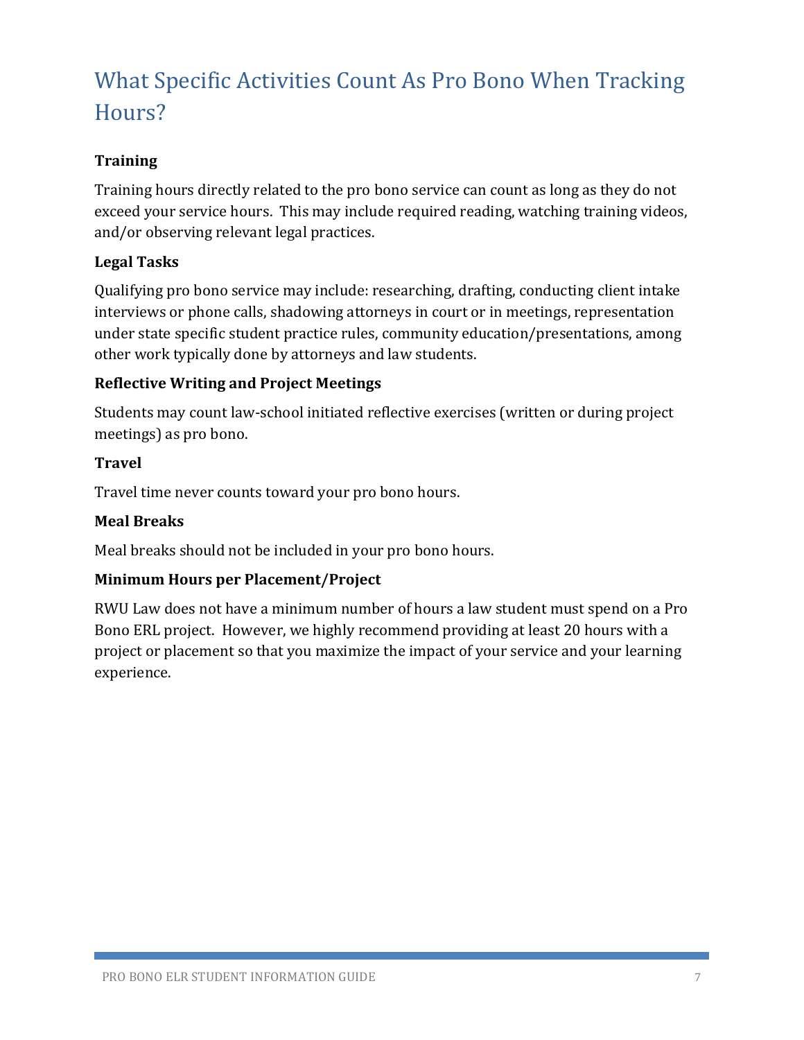# What Specific Activities Count As Pro Bono When Tracking Hours?

### Training

Training hours directly related to the pro bono service can count as long as they do not exceed your service hours. This may include required reading, watching training videos, and/or observing relevant legal practices.

### Legal Tasks

Qualifying pro bono service may include: researching, drafting, conducting client intake interviews or phone calls, shadowing attorneys in court or in meetings, representation under state specific student practice rules, community education/presentations, among other work typically done by attorneys and law students.

### Reflective Writing and Project Meetings

Students may count law-school initiated reflective exercises (written or during project meetings) as pro bono.

### Travel

Travel time never counts toward your pro bono hours.

### Meal Breaks

Meal breaks should not be included in your pro bono hours.

### Minimum Hours per Placement/Project

RWU Law does not have a minimum number of hours a law student must spend on a Pro Bono ERL project. However, we highly recommend providing at least 20 hours with a project or placement so that you maximize the impact of your service and your learning experience.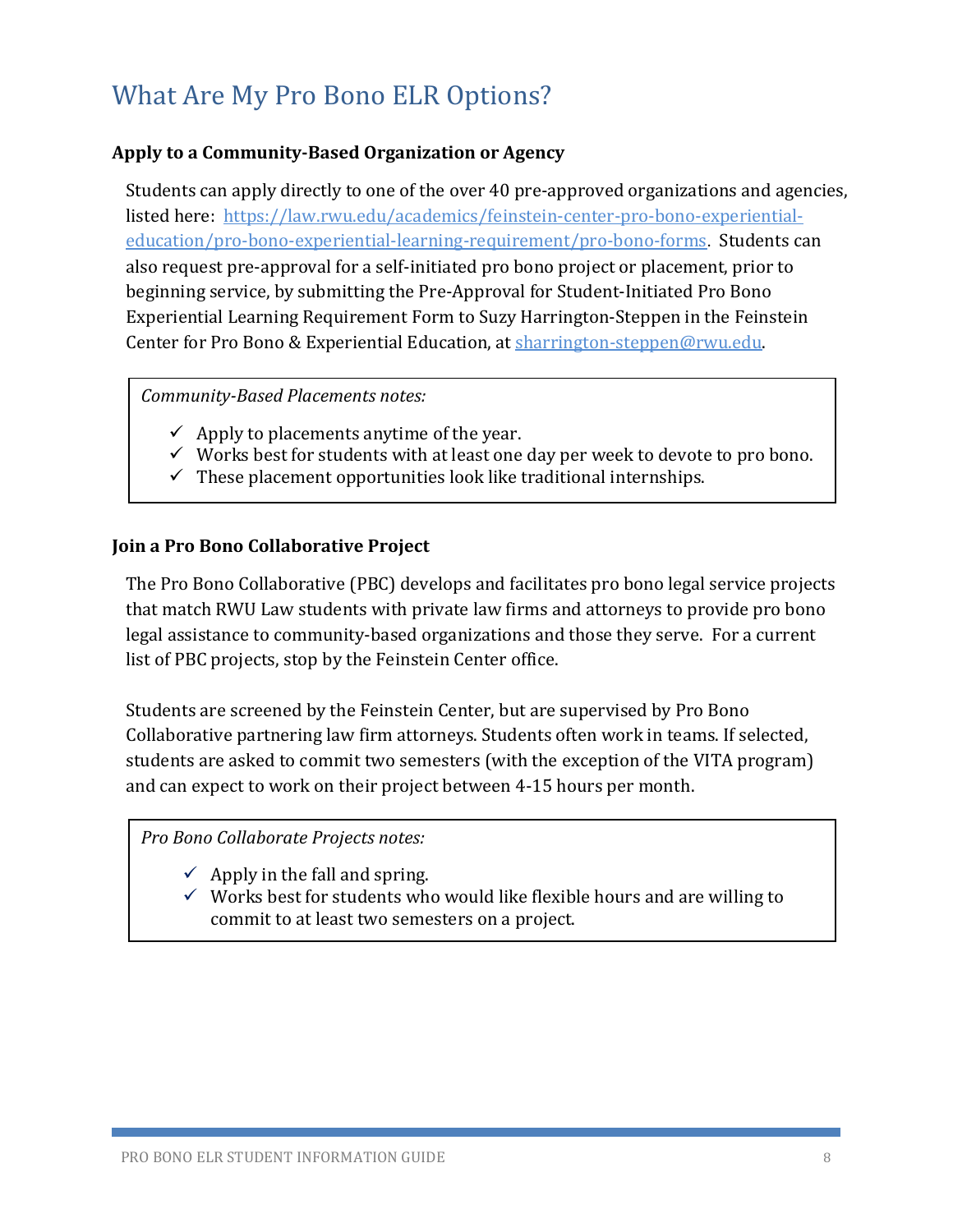# What Are My Pro Bono ELR Options?

**Apply to a Community-Based Organization or Agency**

Students can apply directly to one of the over 40 pre-approved organizations and agencies, listed here: [https://law.rwu.edu/academics/feinstein-center-pro-bono-experiential-education/pro-bono-experiential-learning-requirement/pro-bono-forms](https://law.rwu.edu/academics/feinstein-center-pro-bono-experiential-education/pro-bono-experiential-learning-requirement/pro-bono-forms). Students can also request pre-approval for a self-initiated pro bono project or placement, prior to beginning service, by submitting the Pre-Approval for Student-Initiated Pro Bono Experiential Learning Requirement Form to Suzy Harrington-Steppen in the Feinstein Center for Pro Bono & Experiential Education, at [sharrington-steppen@rwu.edu](mailto:sharrington-steppen@rwu.edu).

*Community-Based Placements notes:*

- ✓ Apply to placements anytime of the year.
- ✓ Works best for students with at least one day per week to devote to pro bono.
- ✓ These placement opportunities look like traditional internships.

**Join a Pro Bono Collaborative Project**

The Pro Bono Collaborative (PBC) develops and facilitates pro bono legal service projects that match RWU Law students with private law firms and attorneys to provide pro bono legal assistance to community-based organizations and those they serve. For a current list of PBC projects, stop by the Feinstein Center office.

Students are screened by the Feinstein Center, but are supervised by Pro Bono Collaborative partnering law firm attorneys. Students often work in teams. If selected, students are asked to commit two semesters (with the exception of the VITA program) and can expect to work on their project between 4-15 hours per month.

*Pro Bono Collaborate Projects notes:*

- ✓ Apply in the fall and spring.
- ✓ Works best for students who would like flexible hours and are willing to commit to at least two semesters on a project.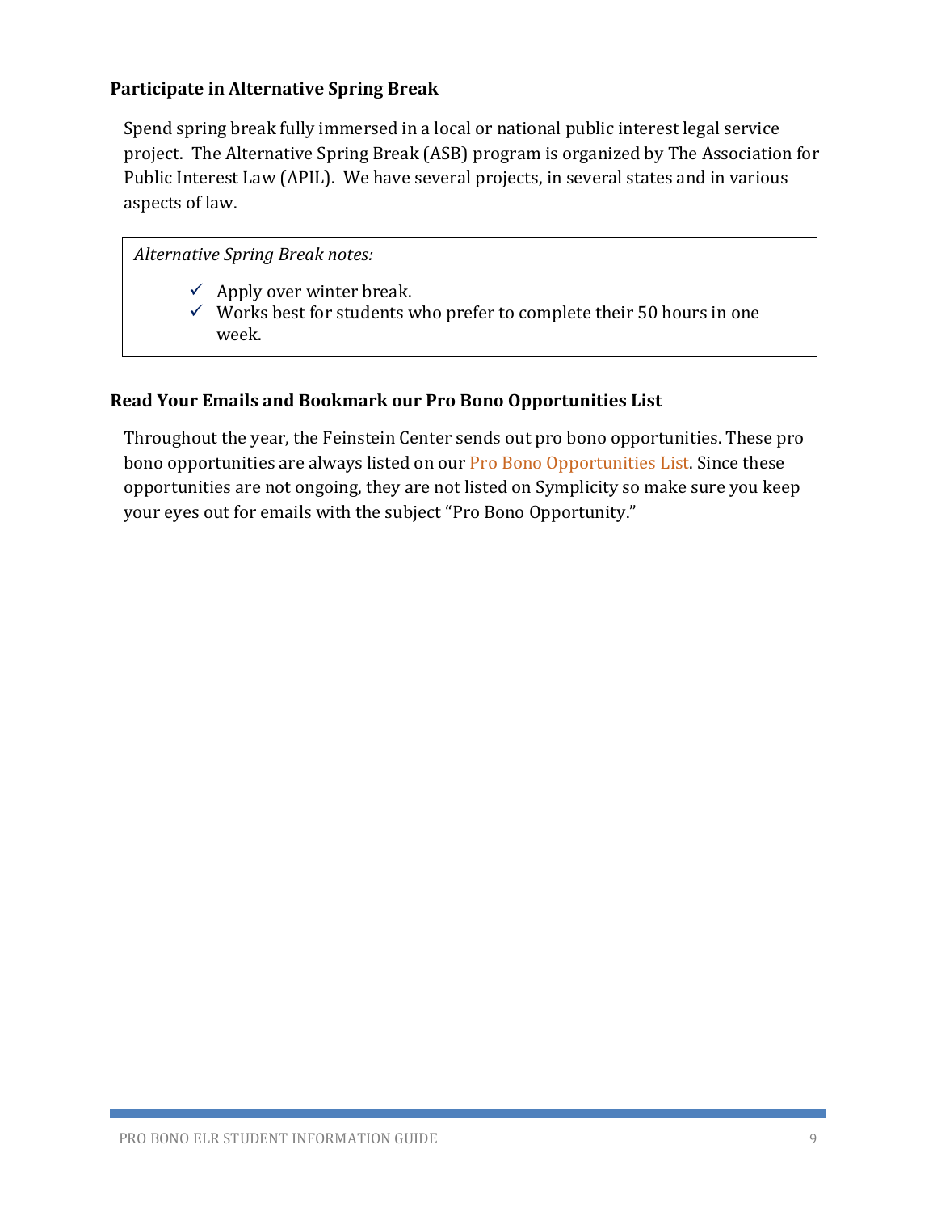### Participate in Alternative Spring Break

Spend spring break fully immersed in a local or national public interest legal service project. The Alternative Spring Break (ASB) program is organized by The Association for Public Interest Law (APIL). We have several projects, in several states and in various aspects of law.

> *Alternative Spring Break notes:*
>
> - ✓ Apply over winter break.
> - ✓ Works best for students who prefer to complete their 50 hours in one week.

### Read Your Emails and Bookmark our Pro Bono Opportunities List

Throughout the year, the Feinstein Center sends out pro bono opportunities. These pro bono opportunities are always listed on our Pro Bono Opportunities List. Since these opportunities are not ongoing, they are not listed on Symplicity so make sure you keep your eyes out for emails with the subject "Pro Bono Opportunity."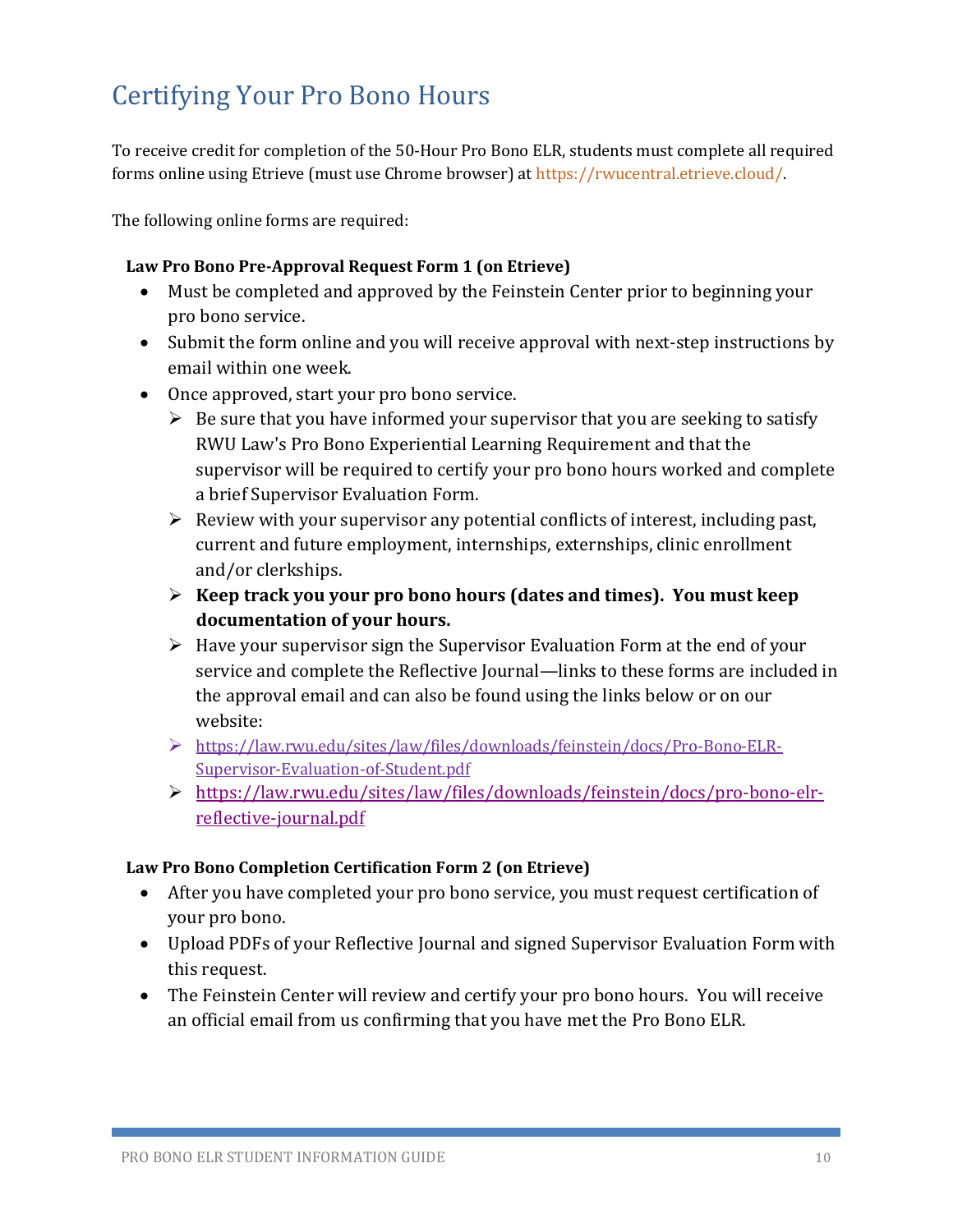# Certifying Your Pro Bono Hours

To receive credit for completion of the 50-Hour Pro Bono ELR, students must complete all required forms online using Etrieve (must use Chrome browser) at https://rwucentral.etrieve.cloud/.

The following online forms are required:

**Law Pro Bono Pre-Approval Request Form 1 (on Etrieve)**

- Must be completed and approved by the Feinstein Center prior to beginning your pro bono service.
- Submit the form online and you will receive approval with next-step instructions by email within one week.
- Once approved, start your pro bono service.
  - Be sure that you have informed your supervisor that you are seeking to satisfy RWU Law's Pro Bono Experiential Learning Requirement and that the supervisor will be required to certify your pro bono hours worked and complete a brief Supervisor Evaluation Form.
  - Review with your supervisor any potential conflicts of interest, including past, current and future employment, internships, externships, clinic enrollment and/or clerkships.
  - **Keep track you your pro bono hours (dates and times). You must keep documentation of your hours.**
  - Have your supervisor sign the Supervisor Evaluation Form at the end of your service and complete the Reflective Journal—links to these forms are included in the approval email and can also be found using the links below or on our website:
  - https://law.rwu.edu/sites/law/files/downloads/feinstein/docs/Pro-Bono-ELR-Supervisor-Evaluation-of-Student.pdf
  - https://law.rwu.edu/sites/law/files/downloads/feinstein/docs/pro-bono-elr-reflective-journal.pdf

**Law Pro Bono Completion Certification Form 2 (on Etrieve)**

- After you have completed your pro bono service, you must request certification of your pro bono.
- Upload PDFs of your Reflective Journal and signed Supervisor Evaluation Form with this request.
- The Feinstein Center will review and certify your pro bono hours. You will receive an official email from us confirming that you have met the Pro Bono ELR.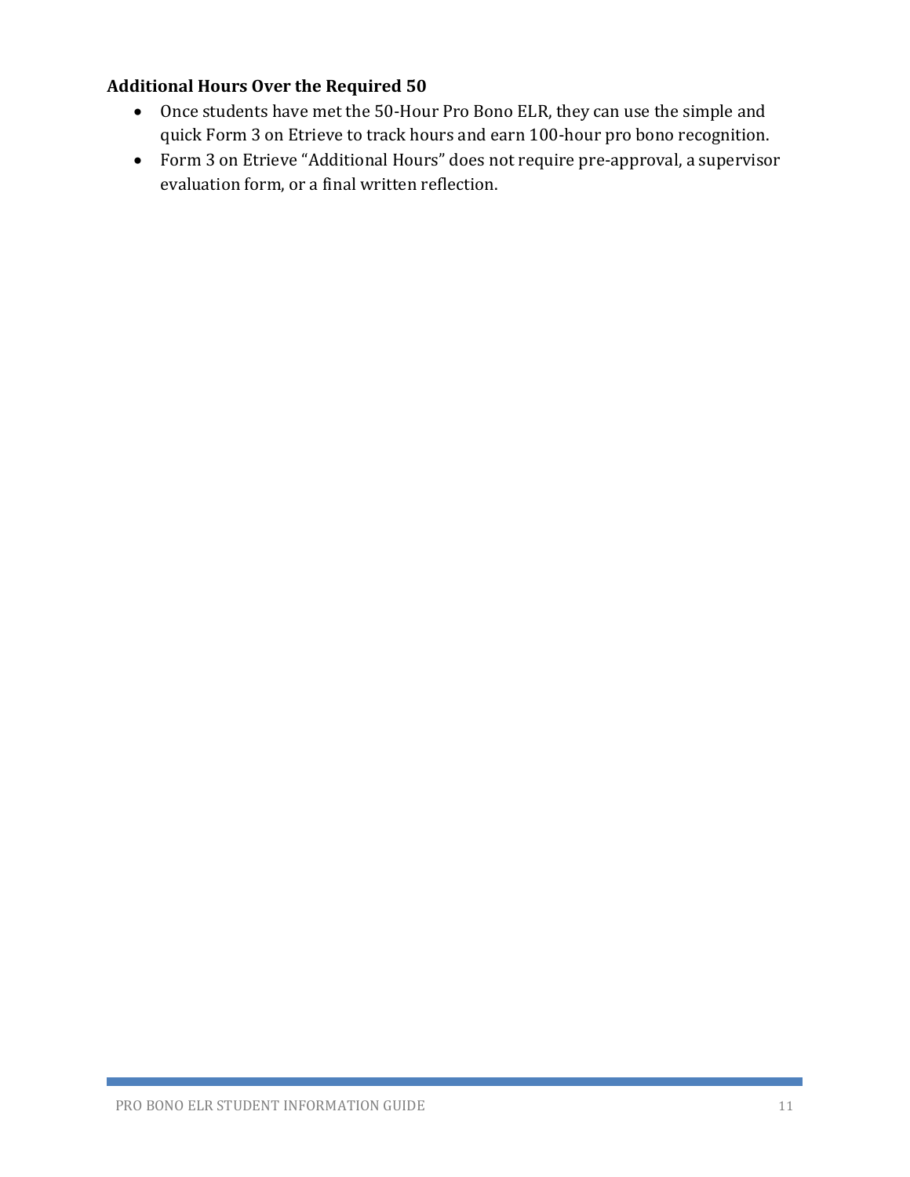### Additional Hours Over the Required 50

- Once students have met the 50-Hour Pro Bono ELR, they can use the simple and quick Form 3 on Etrieve to track hours and earn 100-hour pro bono recognition.
- Form 3 on Etrieve "Additional Hours" does not require pre-approval, a supervisor evaluation form, or a final written reflection.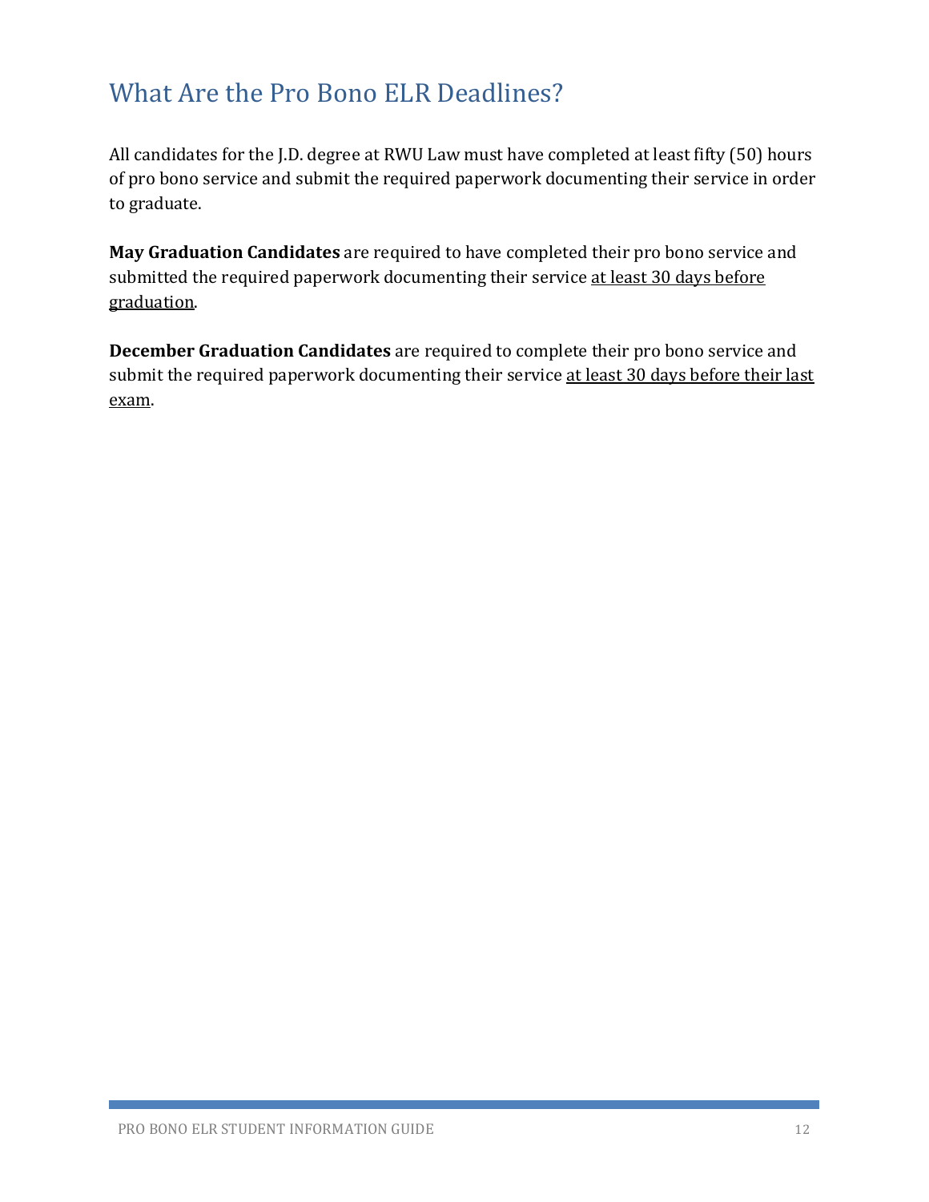# What Are the Pro Bono ELR Deadlines?

All candidates for the J.D. degree at RWU Law must have completed at least fifty (50) hours of pro bono service and submit the required paperwork documenting their service in order to graduate.

**May Graduation Candidates** are required to have completed their pro bono service and submitted the required paperwork documenting their service <u>at least 30 days before graduation</u>.

**December Graduation Candidates** are required to complete their pro bono service and submit the required paperwork documenting their service <u>at least 30 days before their last exam</u>.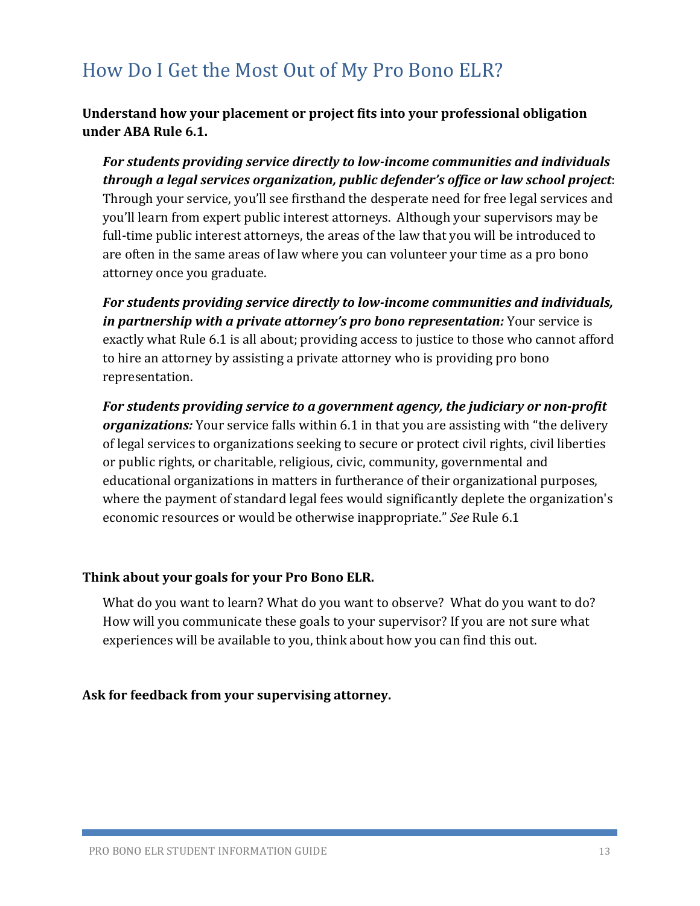# How Do I Get the Most Out of My Pro Bono ELR?

**Understand how your placement or project fits into your professional obligation under ABA Rule 6.1.**

***For students providing service directly to low-income communities and individuals through a legal services organization, public defender's office or law school project***: Through your service, you'll see firsthand the desperate need for free legal services and you'll learn from expert public interest attorneys. Although your supervisors may be full-time public interest attorneys, the areas of the law that you will be introduced to are often in the same areas of law where you can volunteer your time as a pro bono attorney once you graduate.

***For students providing service directly to low-income communities and individuals, in partnership with a private attorney's pro bono representation:*** Your service is exactly what Rule 6.1 is all about; providing access to justice to those who cannot afford to hire an attorney by assisting a private attorney who is providing pro bono representation.

***For students providing service to a government agency, the judiciary or non-profit organizations:*** Your service falls within 6.1 in that you are assisting with "the delivery of legal services to organizations seeking to secure or protect civil rights, civil liberties or public rights, or charitable, religious, civic, community, governmental and educational organizations in matters in furtherance of their organizational purposes, where the payment of standard legal fees would significantly deplete the organization's economic resources or would be otherwise inappropriate." *See* Rule 6.1

**Think about your goals for your Pro Bono ELR.**

What do you want to learn? What do you want to observe? What do you want to do? How will you communicate these goals to your supervisor? If you are not sure what experiences will be available to you, think about how you can find this out.

**Ask for feedback from your supervising attorney.**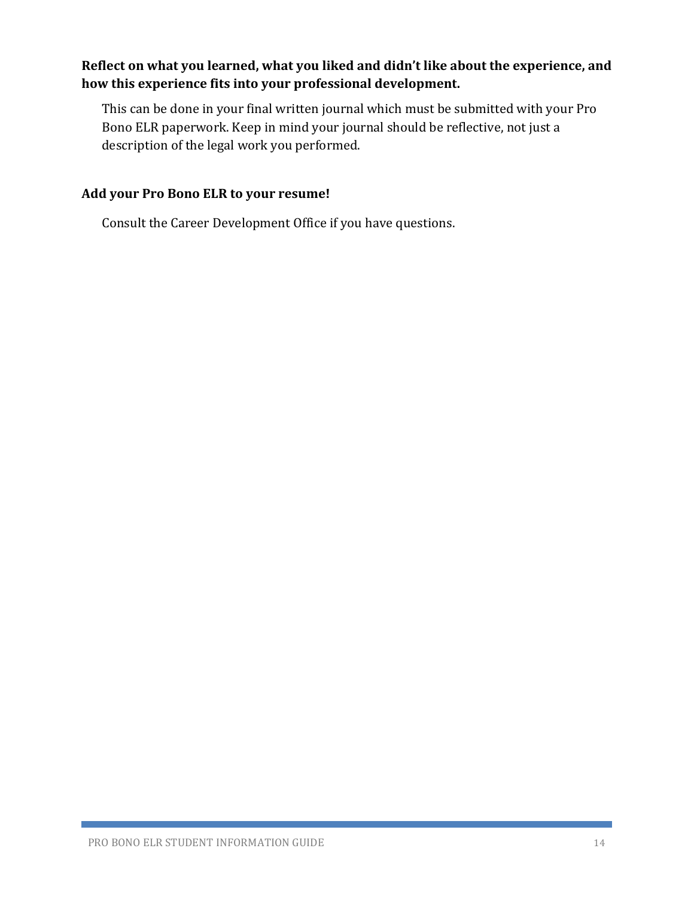**Reflect on what you learned, what you liked and didn't like about the experience, and how this experience fits into your professional development.**

This can be done in your final written journal which must be submitted with your Pro Bono ELR paperwork. Keep in mind your journal should be reflective, not just a description of the legal work you performed.

**Add your Pro Bono ELR to your resume!**

Consult the Career Development Office if you have questions.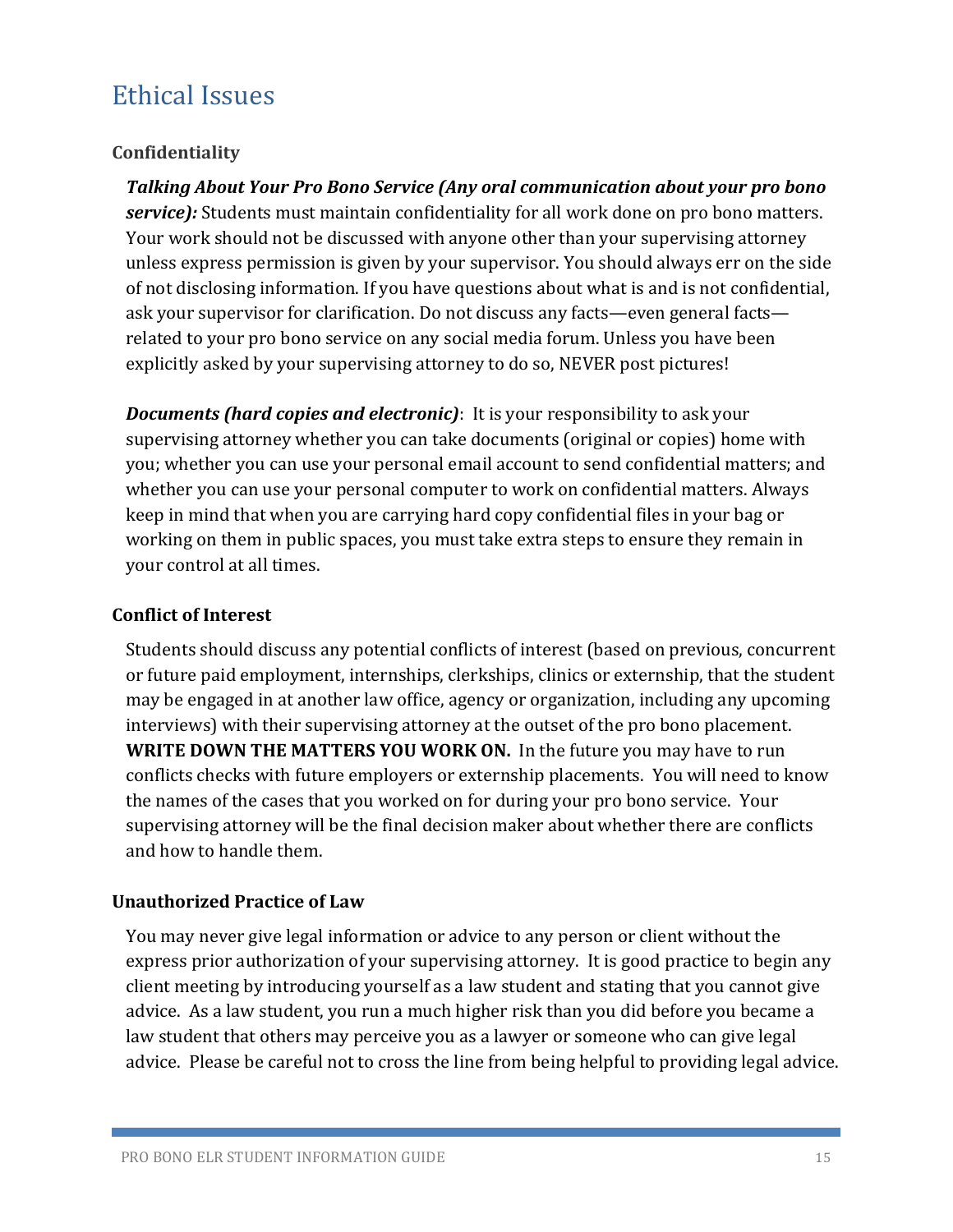# Ethical Issues

### Confidentiality

***Talking About Your Pro Bono Service (Any oral communication about your pro bono service):*** Students must maintain confidentiality for all work done on pro bono matters. Your work should not be discussed with anyone other than your supervising attorney unless express permission is given by your supervisor. You should always err on the side of not disclosing information. If you have questions about what is and is not confidential, ask your supervisor for clarification. Do not discuss any facts—even general facts—related to your pro bono service on any social media forum. Unless you have been explicitly asked by your supervising attorney to do so, NEVER post pictures!

***Documents (hard copies and electronic)***: It is your responsibility to ask your supervising attorney whether you can take documents (original or copies) home with you; whether you can use your personal email account to send confidential matters; and whether you can use your personal computer to work on confidential matters. Always keep in mind that when you are carrying hard copy confidential files in your bag or working on them in public spaces, you must take extra steps to ensure they remain in your control at all times.

### Conflict of Interest

Students should discuss any potential conflicts of interest (based on previous, concurrent or future paid employment, internships, clerkships, clinics or externship, that the student may be engaged in at another law office, agency or organization, including any upcoming interviews) with their supervising attorney at the outset of the pro bono placement. **WRITE DOWN THE MATTERS YOU WORK ON.** In the future you may have to run conflicts checks with future employers or externship placements. You will need to know the names of the cases that you worked on for during your pro bono service. Your supervising attorney will be the final decision maker about whether there are conflicts and how to handle them.

### Unauthorized Practice of Law

You may never give legal information or advice to any person or client without the express prior authorization of your supervising attorney. It is good practice to begin any client meeting by introducing yourself as a law student and stating that you cannot give advice. As a law student, you run a much higher risk than you did before you became a law student that others may perceive you as a lawyer or someone who can give legal advice. Please be careful not to cross the line from being helpful to providing legal advice.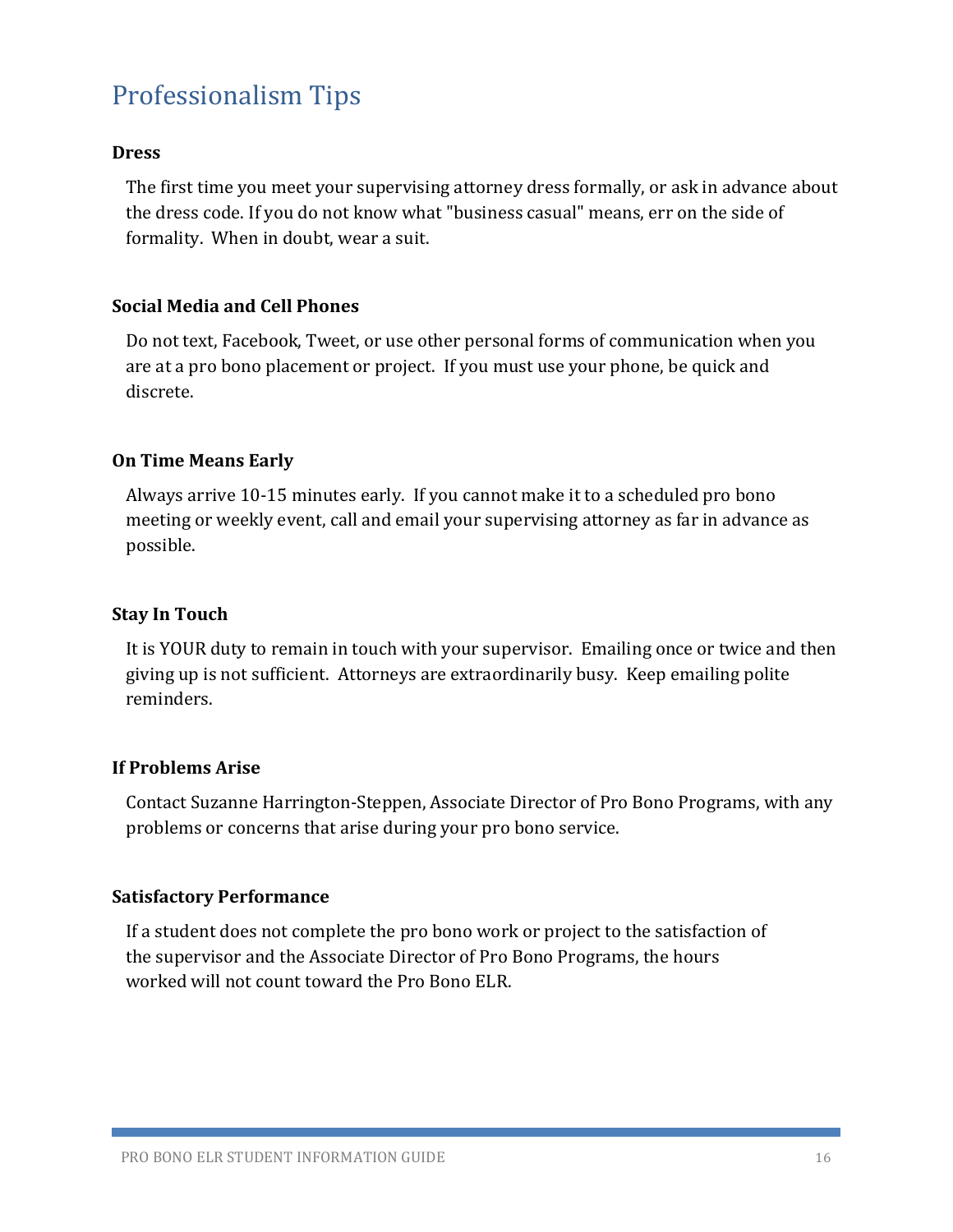# Professionalism Tips

**Dress**

The first time you meet your supervising attorney dress formally, or ask in advance about the dress code. If you do not know what "business casual" means, err on the side of formality. When in doubt, wear a suit.

**Social Media and Cell Phones**

Do not text, Facebook, Tweet, or use other personal forms of communication when you are at a pro bono placement or project. If you must use your phone, be quick and discrete.

**On Time Means Early**

Always arrive 10-15 minutes early. If you cannot make it to a scheduled pro bono meeting or weekly event, call and email your supervising attorney as far in advance as possible.

**Stay In Touch**

It is YOUR duty to remain in touch with your supervisor. Emailing once or twice and then giving up is not sufficient. Attorneys are extraordinarily busy. Keep emailing polite reminders.

**If Problems Arise**

Contact Suzanne Harrington-Steppen, Associate Director of Pro Bono Programs, with any problems or concerns that arise during your pro bono service.

**Satisfactory Performance**

If a student does not complete the pro bono work or project to the satisfaction of the supervisor and the Associate Director of Pro Bono Programs, the hours worked will not count toward the Pro Bono ELR.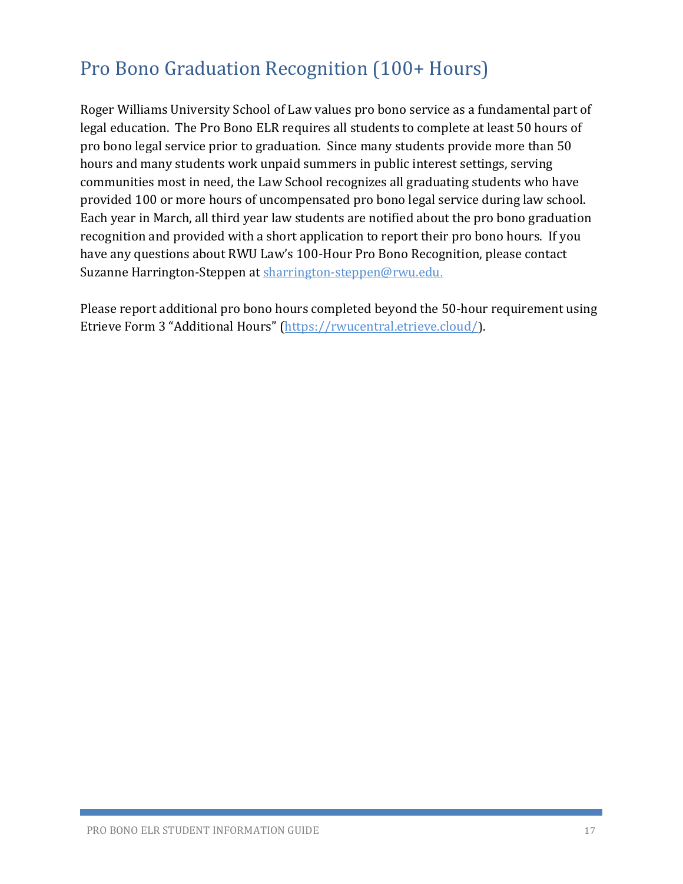## Pro Bono Graduation Recognition (100+ Hours)

Roger Williams University School of Law values pro bono service as a fundamental part of legal education. The Pro Bono ELR requires all students to complete at least 50 hours of pro bono legal service prior to graduation. Since many students provide more than 50 hours and many students work unpaid summers in public interest settings, serving communities most in need, the Law School recognizes all graduating students who have provided 100 or more hours of uncompensated pro bono legal service during law school. Each year in March, all third year law students are notified about the pro bono graduation recognition and provided with a short application to report their pro bono hours. If you have any questions about RWU Law's 100-Hour Pro Bono Recognition, please contact Suzanne Harrington-Steppen at sharrington-steppen@rwu.edu.

Please report additional pro bono hours completed beyond the 50-hour requirement using Etrieve Form 3 "Additional Hours" (https://rwucentral.etrieve.cloud/).